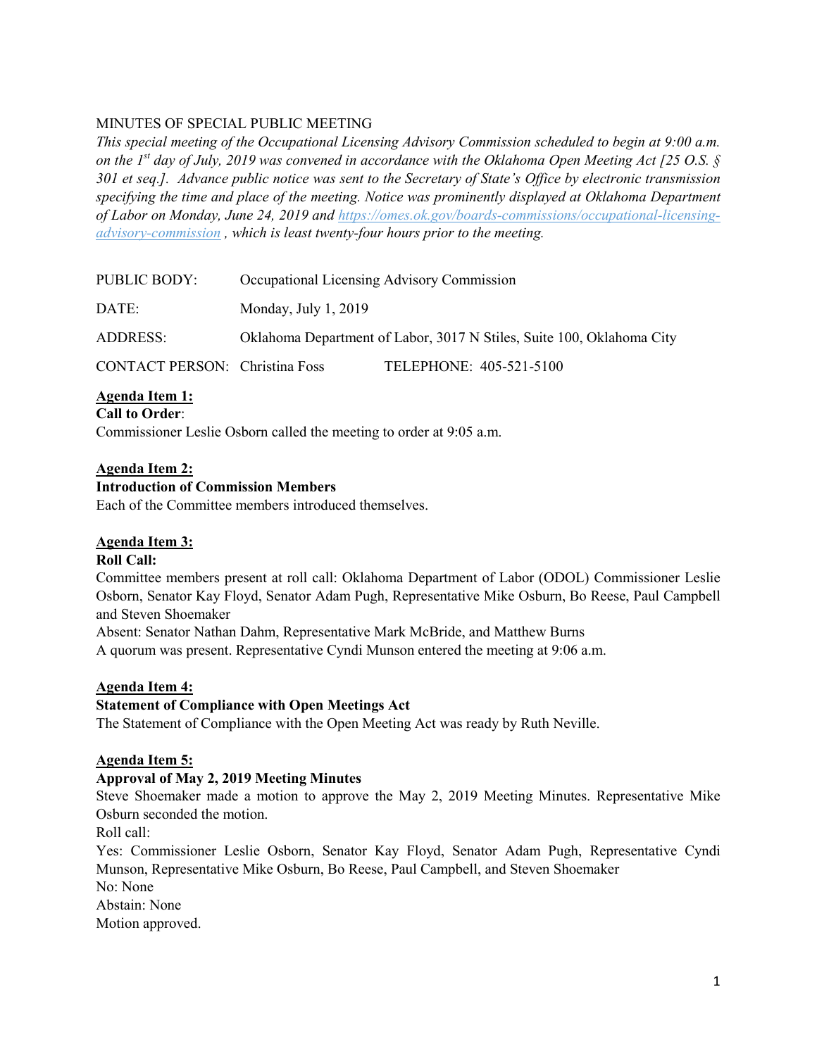MINUTES OF SPECIAL PUBLIC MEETING

*This special meeting of the Occupational Licensing Advisory Commission scheduled to begin at 9:00 a.m. on the 1st day of July, 2019 was convened in accordance with the Oklahoma Open Meeting Act [25 O.S. § 301 et seq.]. Advance public notice was sent to the Secretary of State's Office by electronic transmission specifying the time and place of the meeting. Notice was prominently displayed at Oklahoma Department of Labor on Monday, June 24, 2019 and [https://omes.ok.gov/boards-commissions/occupational-licensing-advisory-commission](https://omes.ok.gov/boards-commissions/occupational-licensing-advisory-commission) , which is least twenty-four hours prior to the meeting.*

PUBLIC BODY: Occupational Licensing Advisory Commission

DATE: Monday, July 1, 2019

ADDRESS: Oklahoma Department of Labor, 3017 N Stiles, Suite 100, Oklahoma City

CONTACT PERSON: Christina Foss TELEPHONE: 405-521-5100

**Agenda Item 1:**
**Call to Order**:
Commissioner Leslie Osborn called the meeting to order at 9:05 a.m.

**Agenda Item 2:**
**Introduction of Commission Members**
Each of the Committee members introduced themselves.

**Agenda Item 3:**
**Roll Call:**
Committee members present at roll call: Oklahoma Department of Labor (ODOL) Commissioner Leslie Osborn, Senator Kay Floyd, Senator Adam Pugh, Representative Mike Osburn, Bo Reese, Paul Campbell and Steven Shoemaker
Absent: Senator Nathan Dahm, Representative Mark McBride, and Matthew Burns
A quorum was present. Representative Cyndi Munson entered the meeting at 9:06 a.m.

**Agenda Item 4:**
**Statement of Compliance with Open Meetings Act**
The Statement of Compliance with the Open Meeting Act was ready by Ruth Neville.

**Agenda Item 5:**
**Approval of May 2, 2019 Meeting Minutes**
Steve Shoemaker made a motion to approve the May 2, 2019 Meeting Minutes. Representative Mike Osburn seconded the motion.
Roll call:
Yes: Commissioner Leslie Osborn, Senator Kay Floyd, Senator Adam Pugh, Representative Cyndi Munson, Representative Mike Osburn, Bo Reese, Paul Campbell, and Steven Shoemaker
No: None
Abstain: None
Motion approved.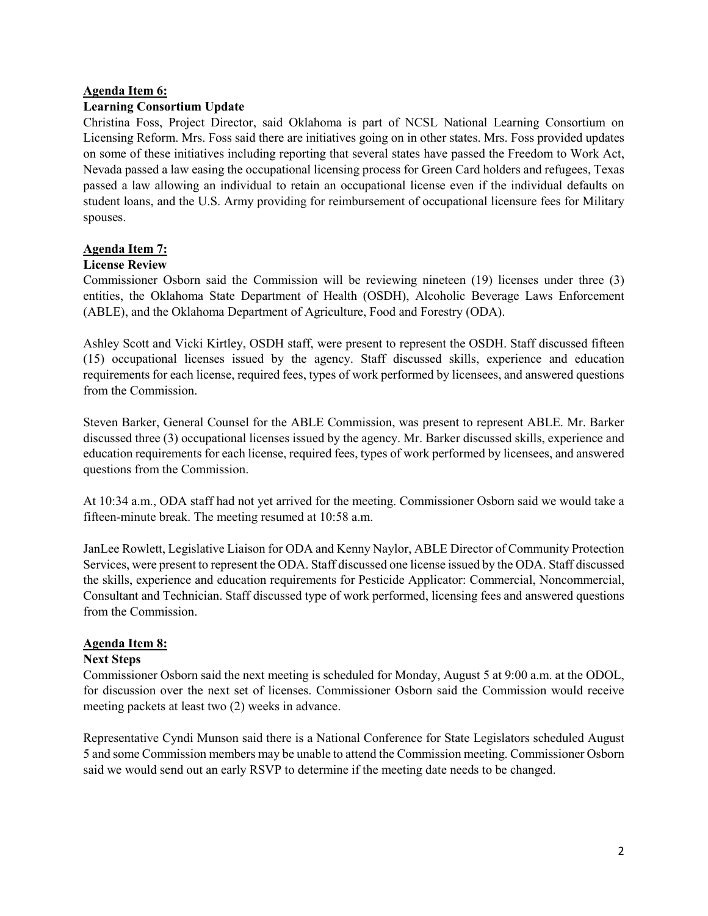**Agenda Item 6:**

**Learning Consortium Update**

Christina Foss, Project Director, said Oklahoma is part of NCSL National Learning Consortium on Licensing Reform. Mrs. Foss said there are initiatives going on in other states. Mrs. Foss provided updates on some of these initiatives including reporting that several states have passed the Freedom to Work Act, Nevada passed a law easing the occupational licensing process for Green Card holders and refugees, Texas passed a law allowing an individual to retain an occupational license even if the individual defaults on student loans, and the U.S. Army providing for reimbursement of occupational licensure fees for Military spouses.

**Agenda Item 7:**

**License Review**

Commissioner Osborn said the Commission will be reviewing nineteen (19) licenses under three (3) entities, the Oklahoma State Department of Health (OSDH), Alcoholic Beverage Laws Enforcement (ABLE), and the Oklahoma Department of Agriculture, Food and Forestry (ODA).

Ashley Scott and Vicki Kirtley, OSDH staff, were present to represent the OSDH. Staff discussed fifteen (15) occupational licenses issued by the agency. Staff discussed skills, experience and education requirements for each license, required fees, types of work performed by licensees, and answered questions from the Commission.

Steven Barker, General Counsel for the ABLE Commission, was present to represent ABLE. Mr. Barker discussed three (3) occupational licenses issued by the agency. Mr. Barker discussed skills, experience and education requirements for each license, required fees, types of work performed by licensees, and answered questions from the Commission.

At 10:34 a.m., ODA staff had not yet arrived for the meeting. Commissioner Osborn said we would take a fifteen-minute break. The meeting resumed at 10:58 a.m.

JanLee Rowlett, Legislative Liaison for ODA and Kenny Naylor, ABLE Director of Community Protection Services, were present to represent the ODA. Staff discussed one license issued by the ODA. Staff discussed the skills, experience and education requirements for Pesticide Applicator: Commercial, Noncommercial, Consultant and Technician. Staff discussed type of work performed, licensing fees and answered questions from the Commission.

**Agenda Item 8:**

**Next Steps**

Commissioner Osborn said the next meeting is scheduled for Monday, August 5 at 9:00 a.m. at the ODOL, for discussion over the next set of licenses. Commissioner Osborn said the Commission would receive meeting packets at least two (2) weeks in advance.

Representative Cyndi Munson said there is a National Conference for State Legislators scheduled August 5 and some Commission members may be unable to attend the Commission meeting. Commissioner Osborn said we would send out an early RSVP to determine if the meeting date needs to be changed.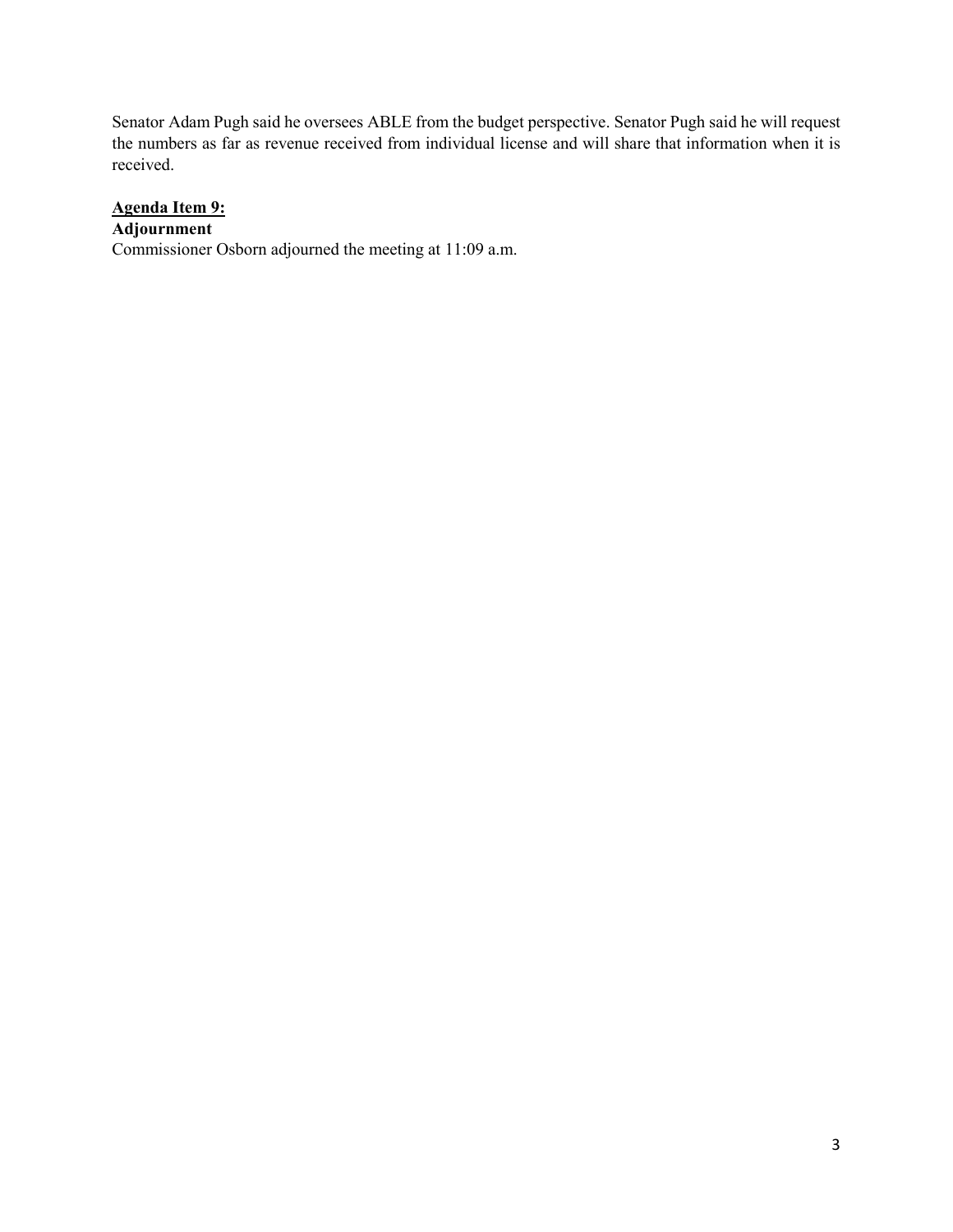Senator Adam Pugh said he oversees ABLE from the budget perspective. Senator Pugh said he will request the numbers as far as revenue received from individual license and will share that information when it is received.

**Agenda Item 9:**

**Adjournment**

Commissioner Osborn adjourned the meeting at 11:09 a.m.